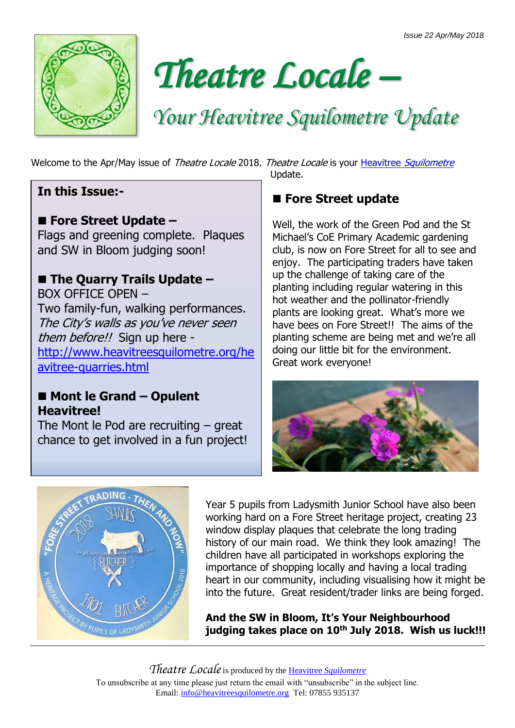Issue 22 Apr/May 2018

# Theatre Locale –

## Your Heavitree Squilometre Update

Welcome to the Apr/May issue of *Theatre Locale* 2018. *Theatre Locale* is your Heavitree *Squilometre* Update.

**In this Issue:-**

■ **Fore Street Update –**
Flags and greening complete. Plaques and SW in Bloom judging soon!

■ **The Quarry Trails Update –**
BOX OFFICE OPEN –
Two family-fun, walking performances. *The City's walls as you've never seen them before!!* Sign up here - http://www.heavitreesquilometre.org/heavitree-quarries.html

■ **Mont le Grand – Opulent Heavitree!**
The Mont le Pod are recruiting – great chance to get involved in a fun project!

## ■ Fore Street update

Well, the work of the Green Pod and the St Michael's CoE Primary Academic gardening club, is now on Fore Street for all to see and enjoy. The participating traders have taken up the challenge of taking care of the planting including regular watering in this hot weather and the pollinator-friendly plants are looking great. What's more we have bees on Fore Street!! The aims of the planting scheme are being met and we're all doing our little bit for the environment. Great work everyone!

Year 5 pupils from Ladysmith Junior School have also been working hard on a Fore Street heritage project, creating 23 window display plaques that celebrate the long trading history of our main road. We think they look amazing! The children have all participated in workshops exploring the importance of shopping locally and having a local trading heart in our community, including visualising how it might be into the future. Great resident/trader links are being forged.

**And the SW in Bloom, It's Your Neighbourhood judging takes place on 10th July 2018. Wish us luck!!!**

---

*Theatre Locale* is produced by the Heavitree *Squilometre*
To unsubscribe at any time please just return the email with "unsubscribe" in the subject line.
Email: info@heavitreesquilometre.org Tel: 07855 935137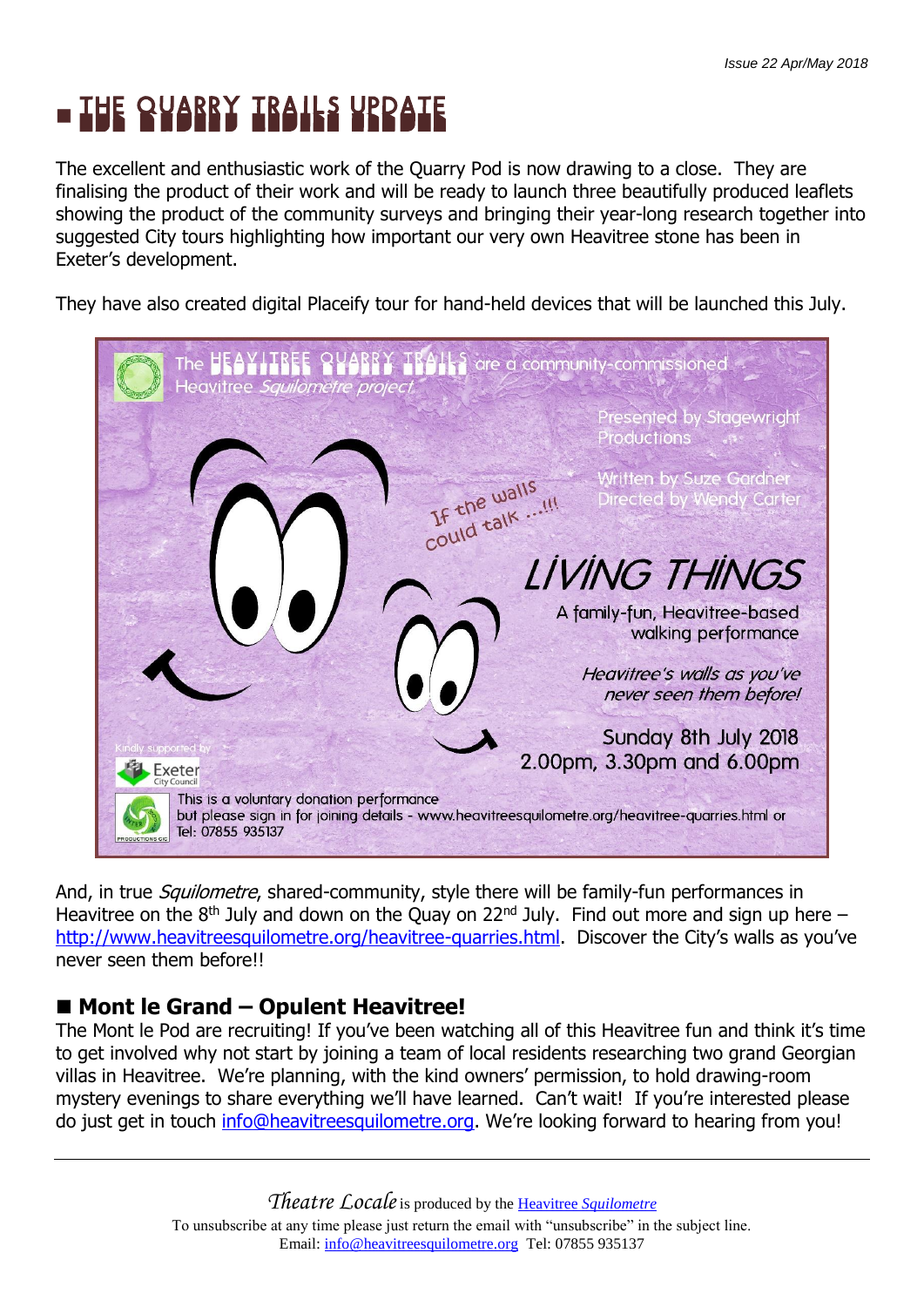## ■ THE QUARRY TRAILS UPDATE

The excellent and enthusiastic work of the Quarry Pod is now drawing to a close. They are finalising the product of their work and will be ready to launch three beautifully produced leaflets showing the product of the community surveys and bringing their year-long research together into suggested City tours highlighting how important our very own Heavitree stone has been in Exeter's development.

They have also created digital Placeify tour for hand-held devices that will be launched this July.

The HEAVITREE QUARRY TRAILS are a community-commissioned Heavitree *Squilometre project*

Presented by Stagewright Productions

Written by Suze Gardner
Directed by Wendy Carter

If the walls could talk ...!!!

LIVING THINGS

A family-fun, Heavitree-based walking performance

*Heavitree's walls as you've never seen them before!*

Sunday 8th July 2018
2.00pm, 3.30pm and 6.00pm

Kindly supported by Exeter City Council

This is a voluntary donation performance
but please sign in for joining details - www.heavitreesquilometre.org/heavitree-quarries.html or Tel: 07855 935137

And, in true *Squilometre*, shared-community, style there will be family-fun performances in Heavitree on the 8th July and down on the Quay on 22nd July. Find out more and sign up here – http://www.heavitreesquilometre.org/heavitree-quarries.html. Discover the City's walls as you've never seen them before!!

## ■ Mont le Grand – Opulent Heavitree!

The Mont le Pod are recruiting! If you've been watching all of this Heavitree fun and think it's time to get involved why not start by joining a team of local residents researching two grand Georgian villas in Heavitree. We're planning, with the kind owners' permission, to hold drawing-room mystery evenings to share everything we'll have learned. Can't wait! If you're interested please do just get in touch info@heavitreesquilometre.org. We're looking forward to hearing from you!

---

*Theatre Locale* is produced by the Heavitree *Squilometre*
To unsubscribe at any time please just return the email with "unsubscribe" in the subject line.
Email: info@heavitreesquilometre.org Tel: 07855 935137